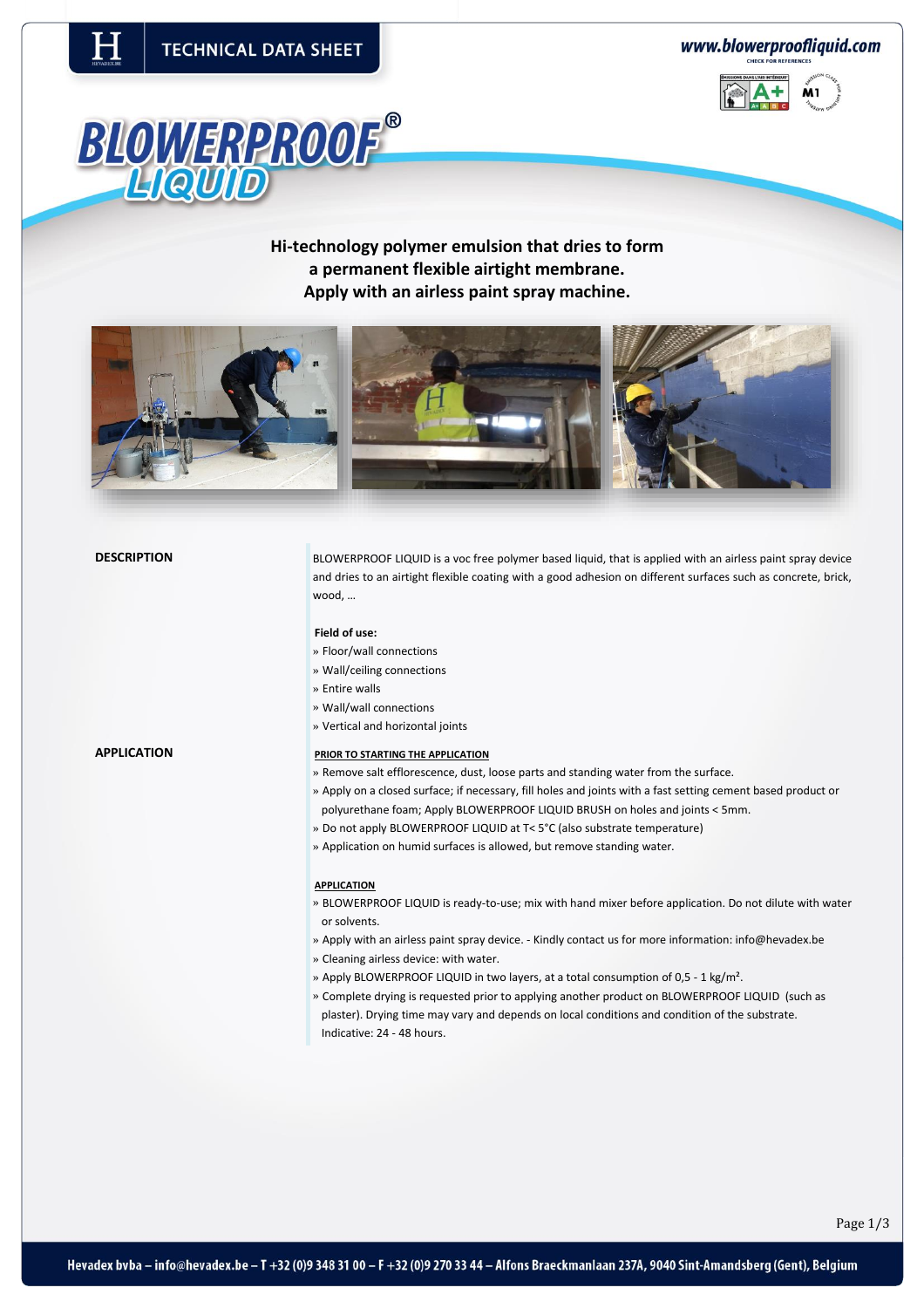TECHNICAL DATA SHEET

www.blowerproofliquid.com

CHECK FOR REFERENCES

# BLOWERPROOF® LIQUID

**Hi-technology polymer emulsion that dries to form a permanent flexible airtight membrane. Apply with an airless paint spray machine.**

## DESCRIPTION

BLOWERPROOF LIQUID is a voc free polymer based liquid, that is applied with an airless paint spray device and dries to an airtight flexible coating with a good adhesion on different surfaces such as concrete, brick, wood, …

**Field of use:**

» Floor/wall connections
» Wall/ceiling connections
» Entire walls
» Wall/wall connections
» Vertical and horizontal joints

## APPLICATION

**PRIOR TO STARTING THE APPLICATION**

» Remove salt efflorescence, dust, loose parts and standing water from the surface.
» Apply on a closed surface; if necessary, fill holes and joints with a fast setting cement based product or polyurethane foam; Apply BLOWERPROOF LIQUID BRUSH on holes and joints < 5mm.
» Do not apply BLOWERPROOF LIQUID at T< 5°C (also substrate temperature)
» Application on humid surfaces is allowed, but remove standing water.

**APPLICATION**

» BLOWERPROOF LIQUID is ready-to-use; mix with hand mixer before application. Do not dilute with water or solvents.
» Apply with an airless paint spray device. - Kindly contact us for more information: info@hevadex.be
» Cleaning airless device: with water.
» Apply BLOWERPROOF LIQUID in two layers, at a total consumption of 0,5 - 1 kg/m².
» Complete drying is requested prior to applying another product on BLOWERPROOF LIQUID (such as plaster). Drying time may vary and depends on local conditions and condition of the substrate. Indicative: 24 - 48 hours.

Hevadex bvba – info@hevadex.be – T +32 (0)9 348 31 00 – F +32 (0)9 270 33 44 – Alfons Braeckmanlaan 237A, 9040 Sint-Amandsberg (Gent), Belgium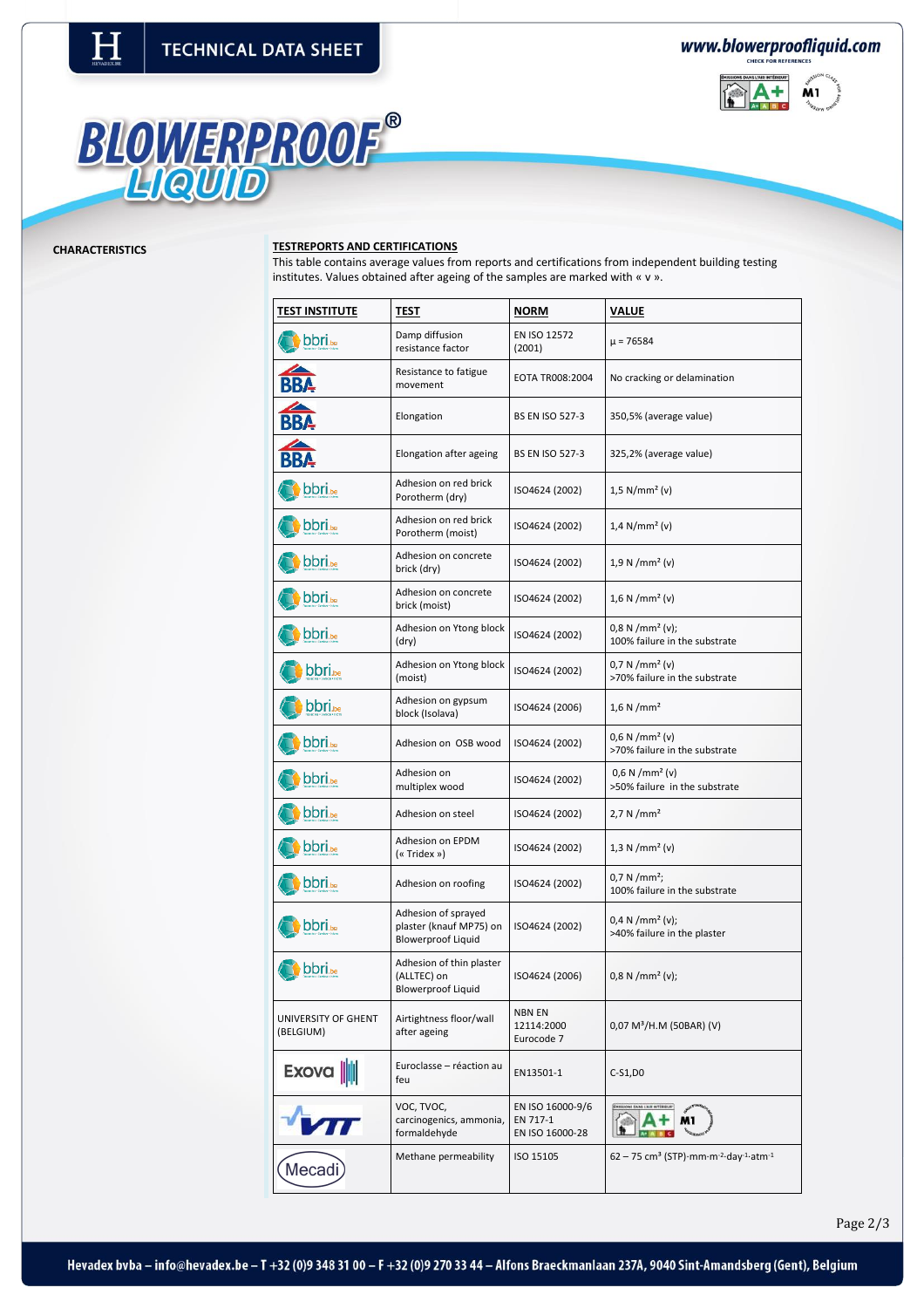# TECHNICAL DATA SHEET

www.blowerproofliquid.com
CHECK FOR REFERENCES

# BLOWERPROOF® LIQUID

**CHARACTERISTICS**

**TESTREPORTS AND CERTIFICATIONS**

This table contains average values from reports and certifications from independent building testing institutes. Values obtained after ageing of the samples are marked with « v ».

| TEST INSTITUTE | TEST | NORM | VALUE |
|---|---|---|---|
| bbri.be | Damp diffusion resistance factor | EN ISO 12572 (2001) | µ = 76584 |
| BBA | Resistance to fatigue movement | EOTA TR008:2004 | No cracking or delamination |
| BBA | Elongation | BS EN ISO 527-3 | 350,5% (average value) |
| BBA | Elongation after ageing | BS EN ISO 527-3 | 325,2% (average value) |
| bbri.be | Adhesion on red brick Porotherm (dry) | ISO4624 (2002) | 1,5 N/mm² (v) |
| bbri.be | Adhesion on red brick Porotherm (moist) | ISO4624 (2002) | 1,4 N/mm² (v) |
| bbri.be | Adhesion on concrete brick (dry) | ISO4624 (2002) | 1,9 N /mm² (v) |
| bbri.be | Adhesion on concrete brick (moist) | ISO4624 (2002) | 1,6 N /mm² (v) |
| bbri.be | Adhesion on Ytong block (dry) | ISO4624 (2002) | 0,8 N /mm² (v); 100% failure in the substrate |
| bbri.be | Adhesion on Ytong block (moist) | ISO4624 (2002) | 0,7 N /mm² (v) >70% failure in the substrate |
| bbri.be | Adhesion on gypsum block (Isolava) | ISO4624 (2006) | 1,6 N /mm² |
| bbri.be | Adhesion on OSB wood | ISO4624 (2002) | 0,6 N /mm² (v) >70% failure in the substrate |
| bbri.be | Adhesion on multiplex wood | ISO4624 (2002) | 0,6 N /mm² (v) >50% failure in the substrate |
| bbri.be | Adhesion on steel | ISO4624 (2002) | 2,7 N /mm² |
| bbri.be | Adhesion on EPDM (« Tridex ») | ISO4624 (2002) | 1,3 N /mm² (v) |
| bbri.be | Adhesion on roofing | ISO4624 (2002) | 0,7 N /mm²; 100% failure in the substrate |
| bbri.be | Adhesion of sprayed plaster (knauf MP75) on Blowerproof Liquid | ISO4624 (2002) | 0,4 N /mm² (v); >40% failure in the plaster |
| bbri.be | Adhesion of thin plaster (ALLTEC) on Blowerproof Liquid | ISO4624 (2006) | 0,8 N /mm² (v); |
| UNIVERSITY OF GHENT (BELGIUM) | Airtightness floor/wall after ageing | NBN EN 12114:2000 Eurocode 7 | 0,07 M³/H.M (50BAR) (V) |
| Exova | Euroclasse – réaction au feu | EN13501-1 | C-S1,D0 |
| VTT | VOC, TVOC, carcinogenics, ammonia, formaldehyde | EN ISO 16000-9/6 EN 717-1 EN ISO 16000-28 | A+ M1 |
| Mecadi | Methane permeability | ISO 15105 | 62 – 75 cm³ (STP)·mm·m⁻²·day⁻¹·atm⁻¹ |

Hevadex bvba – info@hevadex.be – T +32 (0)9 348 31 00 – F +32 (0)9 270 33 44 – Alfons Braeckmanlaan 237A, 9040 Sint-Amandsberg (Gent), Belgium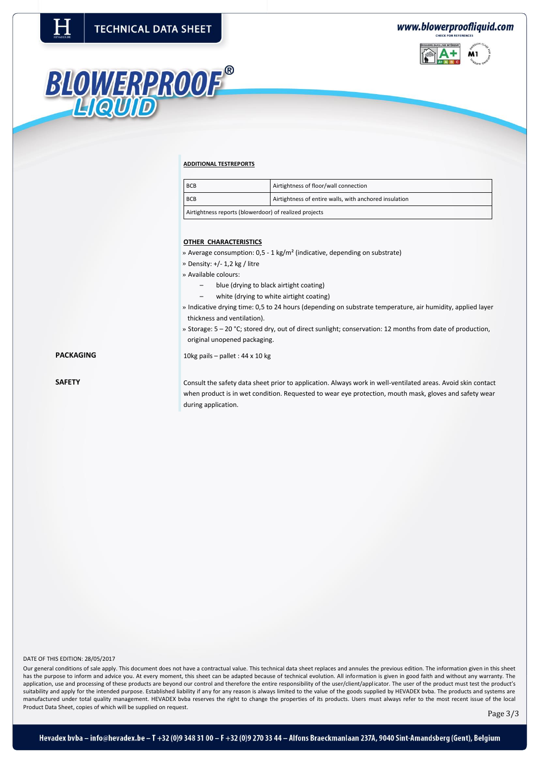#### ADDITIONAL TESTREPORTS

| | |
|---|---|
| BCB | Airtightness of floor/wall connection |
| BCB | Airtightness of entire walls, with anchored insulation |
| Airtightness reports (blowerdoor) of realized projects | |

#### OTHER CHARACTERISTICS

» Average consumption: 0,5 - 1 kg/m² (indicative, depending on substrate)
» Density: +/- 1,2 kg / litre
» Available colours:
- blue (drying to black airtight coating)
- white (drying to white airtight coating)

» Indicative drying time: 0,5 to 24 hours (depending on substrate temperature, air humidity, applied layer thickness and ventilation).
» Storage: 5 – 20 °C; stored dry, out of direct sunlight; conservation: 12 months from date of production, original unopened packaging.

**PACKAGING**

10kg pails – pallet : 44 x 10 kg

**SAFETY**

Consult the safety data sheet prior to application. Always work in well-ventilated areas. Avoid skin contact when product is in wet condition. Requested to wear eye protection, mouth mask, gloves and safety wear during application.

DATE OF THIS EDITION: 28/05/2017

Our general conditions of sale apply. This document does not have a contractual value. This technical data sheet replaces and annules the previous edition. The information given in this sheet has the purpose to inform and advice you. At every moment, this sheet can be adapted because of technical evolution. All information is given in good faith and without any warranty. The application, use and processing of these products are beyond our control and therefore the entire responsibility of the user/client/applicator. The user of the product must test the product's suitability and apply for the intended purpose. Established liability if any for any reason is always limited to the value of the goods supplied by HEVADEX bvba. The products and systems are manufactured under total quality management. HEVADEX bvba reserves the right to change the properties of its products. Users must always refer to the most recent issue of the local Product Data Sheet, copies of which will be supplied on request.